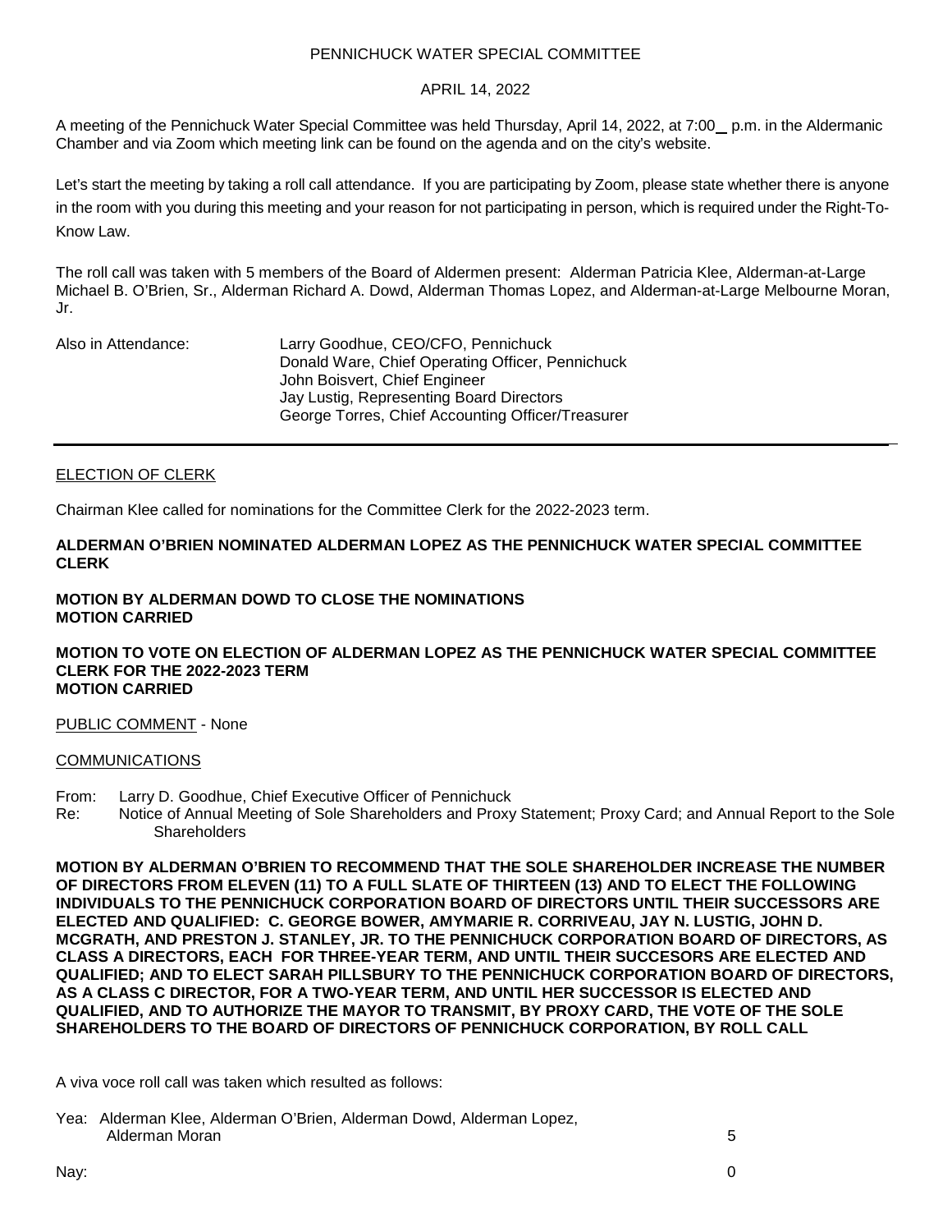PENNICHUCK WATER SPECIAL COMMITTEE

APRIL 14, 2022

A meeting of the Pennichuck Water Special Committee was held Thursday, April 14, 2022, at 7:00_ p.m. in the Aldermanic Chamber and via Zoom which meeting link can be found on the agenda and on the city's website.

Let's start the meeting by taking a roll call attendance. If you are participating by Zoom, please state whether there is anyone in the room with you during this meeting and your reason for not participating in person, which is required under the Right-To-Know Law.

The roll call was taken with 5 members of the Board of Aldermen present: Alderman Patricia Klee, Alderman-at-Large Michael B. O'Brien, Sr., Alderman Richard A. Dowd, Alderman Thomas Lopez, and Alderman-at-Large Melbourne Moran, Jr.

Also in Attendance:
- Larry Goodhue, CEO/CFO, Pennichuck
- Donald Ware, Chief Operating Officer, Pennichuck
- John Boisvert, Chief Engineer
- Jay Lustig, Representing Board Directors
- George Torres, Chief Accounting Officer/Treasurer

---

ELECTION OF CLERK

Chairman Klee called for nominations for the Committee Clerk for the 2022-2023 term.

**ALDERMAN O'BRIEN NOMINATED ALDERMAN LOPEZ AS THE PENNICHUCK WATER SPECIAL COMMITTEE CLERK**

**MOTION BY ALDERMAN DOWD TO CLOSE THE NOMINATIONS**
**MOTION CARRIED**

**MOTION TO VOTE ON ELECTION OF ALDERMAN LOPEZ AS THE PENNICHUCK WATER SPECIAL COMMITTEE CLERK FOR THE 2022-2023 TERM**
**MOTION CARRIED**

PUBLIC COMMENT - None

COMMUNICATIONS

From: Larry D. Goodhue, Chief Executive Officer of Pennichuck
Re: Notice of Annual Meeting of Sole Shareholders and Proxy Statement; Proxy Card; and Annual Report to the Sole Shareholders

**MOTION BY ALDERMAN O'BRIEN TO RECOMMEND THAT THE SOLE SHAREHOLDER INCREASE THE NUMBER OF DIRECTORS FROM ELEVEN (11) TO A FULL SLATE OF THIRTEEN (13) AND TO ELECT THE FOLLOWING INDIVIDUALS TO THE PENNICHUCK CORPORATION BOARD OF DIRECTORS UNTIL THEIR SUCCESSORS ARE ELECTED AND QUALIFIED: C. GEORGE BOWER, AMYMARIE R. CORRIVEAU, JAY N. LUSTIG, JOHN D. MCGRATH, AND PRESTON J. STANLEY, JR. TO THE PENNICHUCK CORPORATION BOARD OF DIRECTORS, AS CLASS A DIRECTORS, EACH FOR THREE-YEAR TERM, AND UNTIL THEIR SUCCESORS ARE ELECTED AND QUALIFIED; AND TO ELECT SARAH PILLSBURY TO THE PENNICHUCK CORPORATION BOARD OF DIRECTORS, AS A CLASS C DIRECTOR, FOR A TWO-YEAR TERM, AND UNTIL HER SUCCESSOR IS ELECTED AND QUALIFIED, AND TO AUTHORIZE THE MAYOR TO TRANSMIT, BY PROXY CARD, THE VOTE OF THE SOLE SHAREHOLDERS TO THE BOARD OF DIRECTORS OF PENNICHUCK CORPORATION, BY ROLL CALL**

A viva voce roll call was taken which resulted as follows:

Yea: Alderman Klee, Alderman O'Brien, Alderman Dowd, Alderman Lopez, Alderman Moran 5

Nay: 0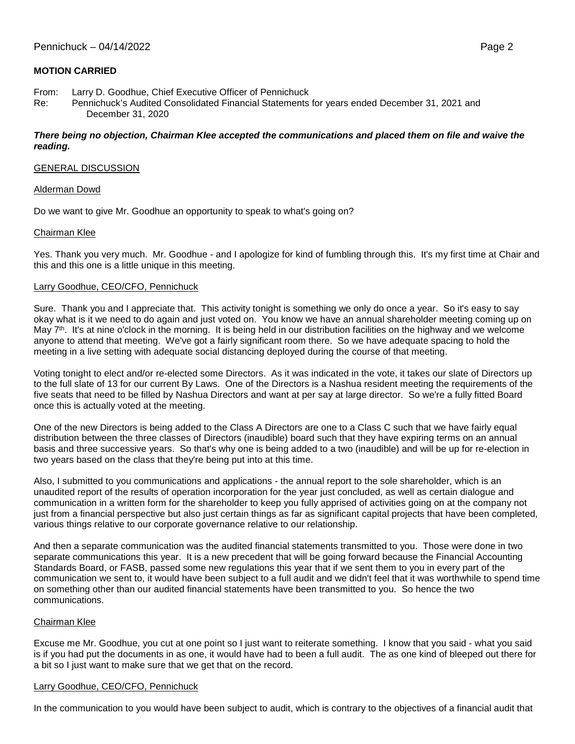**MOTION CARRIED**

From: Larry D. Goodhue, Chief Executive Officer of Pennichuck
Re: Pennichuck's Audited Consolidated Financial Statements for years ended December 31, 2021 and December 31, 2020

***There being no objection, Chairman Klee accepted the communications and placed them on file and waive the reading.***

GENERAL DISCUSSION

Alderman Dowd

Do we want to give Mr. Goodhue an opportunity to speak to what's going on?

Chairman Klee

Yes. Thank you very much. Mr. Goodhue - and I apologize for kind of fumbling through this. It's my first time at Chair and this and this one is a little unique in this meeting.

Larry Goodhue, CEO/CFO, Pennichuck

Sure. Thank you and I appreciate that. This activity tonight is something we only do once a year. So it's easy to say okay what is it we need to do again and just voted on. You know we have an annual shareholder meeting coming up on May 7th. It's at nine o'clock in the morning. It is being held in our distribution facilities on the highway and we welcome anyone to attend that meeting. We've got a fairly significant room there. So we have adequate spacing to hold the meeting in a live setting with adequate social distancing deployed during the course of that meeting.

Voting tonight to elect and/or re-elected some Directors. As it was indicated in the vote, it takes our slate of Directors up to the full slate of 13 for our current By Laws. One of the Directors is a Nashua resident meeting the requirements of the five seats that need to be filled by Nashua Directors and want at per say at large director. So we're a fully fitted Board once this is actually voted at the meeting.

One of the new Directors is being added to the Class A Directors are one to a Class C such that we have fairly equal distribution between the three classes of Directors (inaudible) board such that they have expiring terms on an annual basis and three successive years. So that's why one is being added to a two (inaudible) and will be up for re-election in two years based on the class that they're being put into at this time.

Also, I submitted to you communications and applications - the annual report to the sole shareholder, which is an unaudited report of the results of operation incorporation for the year just concluded, as well as certain dialogue and communication in a written form for the shareholder to keep you fully apprised of activities going on at the company not just from a financial perspective but also just certain things as far as significant capital projects that have been completed, various things relative to our corporate governance relative to our relationship.

And then a separate communication was the audited financial statements transmitted to you. Those were done in two separate communications this year. It is a new precedent that will be going forward because the Financial Accounting Standards Board, or FASB, passed some new regulations this year that if we sent them to you in every part of the communication we sent to, it would have been subject to a full audit and we didn't feel that it was worthwhile to spend time on something other than our audited financial statements have been transmitted to you. So hence the two communications.

Chairman Klee

Excuse me Mr. Goodhue, you cut at one point so I just want to reiterate something. I know that you said - what you said is if you had put the documents in as one, it would have had to been a full audit. The as one kind of bleeped out there for a bit so I just want to make sure that we get that on the record.

Larry Goodhue, CEO/CFO, Pennichuck

In the communication to you would have been subject to audit, which is contrary to the objectives of a financial audit that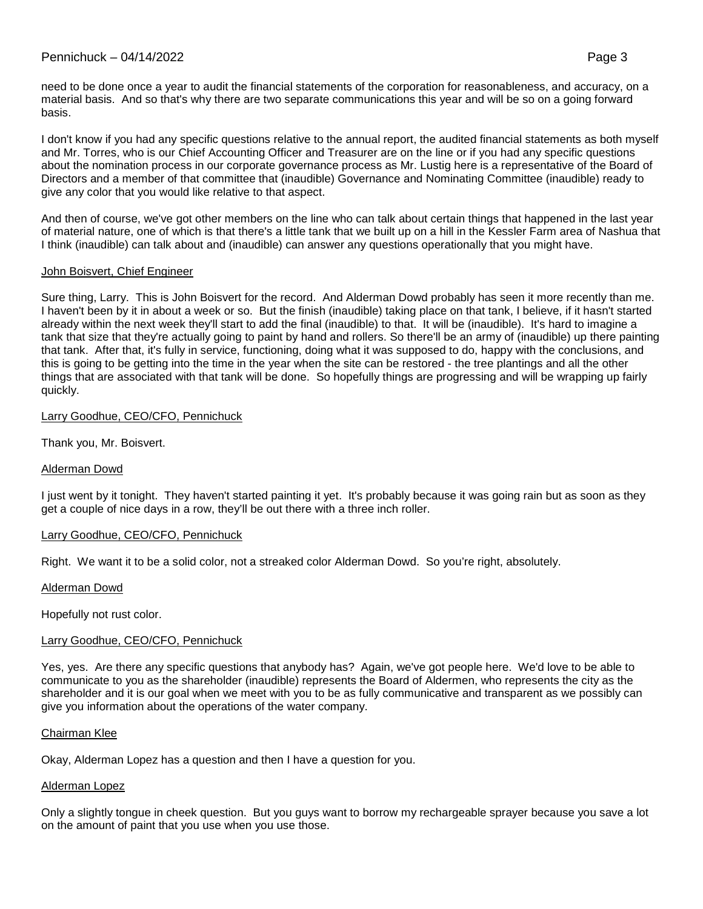need to be done once a year to audit the financial statements of the corporation for reasonableness, and accuracy, on a material basis. And so that's why there are two separate communications this year and will be so on a going forward basis.

I don't know if you had any specific questions relative to the annual report, the audited financial statements as both myself and Mr. Torres, who is our Chief Accounting Officer and Treasurer are on the line or if you had any specific questions about the nomination process in our corporate governance process as Mr. Lustig here is a representative of the Board of Directors and a member of that committee that (inaudible) Governance and Nominating Committee (inaudible) ready to give any color that you would like relative to that aspect.

And then of course, we've got other members on the line who can talk about certain things that happened in the last year of material nature, one of which is that there's a little tank that we built up on a hill in the Kessler Farm area of Nashua that I think (inaudible) can talk about and (inaudible) can answer any questions operationally that you might have.

<u>John Boisvert, Chief Engineer</u>

Sure thing, Larry. This is John Boisvert for the record. And Alderman Dowd probably has seen it more recently than me. I haven't been by it in about a week or so. But the finish (inaudible) taking place on that tank, I believe, if it hasn't started already within the next week they'll start to add the final (inaudible) to that. It will be (inaudible). It's hard to imagine a tank that size that they're actually going to paint by hand and rollers. So there'll be an army of (inaudible) up there painting that tank. After that, it's fully in service, functioning, doing what it was supposed to do, happy with the conclusions, and this is going to be getting into the time in the year when the site can be restored - the tree plantings and all the other things that are associated with that tank will be done. So hopefully things are progressing and will be wrapping up fairly quickly.

<u>Larry Goodhue, CEO/CFO, Pennichuck</u>

Thank you, Mr. Boisvert.

<u>Alderman Dowd</u>

I just went by it tonight. They haven't started painting it yet. It's probably because it was going rain but as soon as they get a couple of nice days in a row, they'll be out there with a three inch roller.

<u>Larry Goodhue, CEO/CFO, Pennichuck</u>

Right. We want it to be a solid color, not a streaked color Alderman Dowd. So you're right, absolutely.

<u>Alderman Dowd</u>

Hopefully not rust color.

<u>Larry Goodhue, CEO/CFO, Pennichuck</u>

Yes, yes. Are there any specific questions that anybody has? Again, we've got people here. We'd love to be able to communicate to you as the shareholder (inaudible) represents the Board of Aldermen, who represents the city as the shareholder and it is our goal when we meet with you to be as fully communicative and transparent as we possibly can give you information about the operations of the water company.

<u>Chairman Klee</u>

Okay, Alderman Lopez has a question and then I have a question for you.

<u>Alderman Lopez</u>

Only a slightly tongue in cheek question. But you guys want to borrow my rechargeable sprayer because you save a lot on the amount of paint that you use when you use those.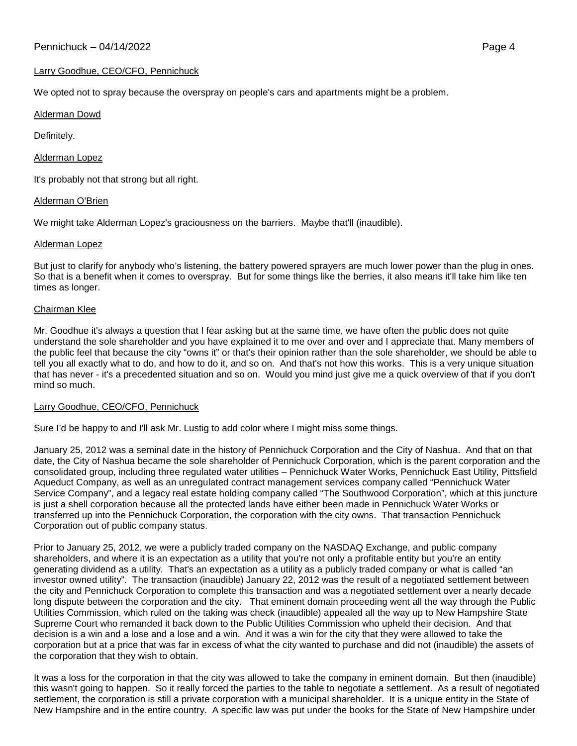Larry Goodhue, CEO/CFO, Pennichuck

We opted not to spray because the overspray on people's cars and apartments might be a problem.

Alderman Dowd

Definitely.

Alderman Lopez

It's probably not that strong but all right.

Alderman O'Brien

We might take Alderman Lopez's graciousness on the barriers. Maybe that'll (inaudible).

Alderman Lopez

But just to clarify for anybody who's listening, the battery powered sprayers are much lower power than the plug in ones. So that is a benefit when it comes to overspray. But for some things like the berries, it also means it'll take him like ten times as longer.

Chairman Klee

Mr. Goodhue it's always a question that I fear asking but at the same time, we have often the public does not quite understand the sole shareholder and you have explained it to me over and over and I appreciate that. Many members of the public feel that because the city "owns it" or that's their opinion rather than the sole shareholder, we should be able to tell you all exactly what to do, and how to do it, and so on. And that's not how this works. This is a very unique situation that has never - it's a precedented situation and so on. Would you mind just give me a quick overview of that if you don't mind so much.

Larry Goodhue, CEO/CFO, Pennichuck

Sure I'd be happy to and I'll ask Mr. Lustig to add color where I might miss some things.

January 25, 2012 was a seminal date in the history of Pennichuck Corporation and the City of Nashua. And that on that date, the City of Nashua became the sole shareholder of Pennichuck Corporation, which is the parent corporation and the consolidated group, including three regulated water utilities – Pennichuck Water Works, Pennichuck East Utility, Pittsfield Aqueduct Company, as well as an unregulated contract management services company called "Pennichuck Water Service Company", and a legacy real estate holding company called "The Southwood Corporation", which at this juncture is just a shell corporation because all the protected lands have either been made in Pennichuck Water Works or transferred up into the Pennichuck Corporation, the corporation with the city owns. That transaction Pennichuck Corporation out of public company status.

Prior to January 25, 2012, we were a publicly traded company on the NASDAQ Exchange, and public company shareholders, and where it is an expectation as a utility that you're not only a profitable entity but you're an entity generating dividend as a utility. That's an expectation as a utility as a publicly traded company or what is called "an investor owned utility". The transaction (inaudible) January 22, 2012 was the result of a negotiated settlement between the city and Pennichuck Corporation to complete this transaction and was a negotiated settlement over a nearly decade long dispute between the corporation and the city. That eminent domain proceeding went all the way through the Public Utilities Commission, which ruled on the taking was check (inaudible) appealed all the way up to New Hampshire State Supreme Court who remanded it back down to the Public Utilities Commission who upheld their decision. And that decision is a win and a lose and a lose and a win. And it was a win for the city that they were allowed to take the corporation but at a price that was far in excess of what the city wanted to purchase and did not (inaudible) the assets of the corporation that they wish to obtain.

It was a loss for the corporation in that the city was allowed to take the company in eminent domain. But then (inaudible) this wasn't going to happen. So it really forced the parties to the table to negotiate a settlement. As a result of negotiated settlement, the corporation is still a private corporation with a municipal shareholder. It is a unique entity in the State of New Hampshire and in the entire country. A specific law was put under the books for the State of New Hampshire under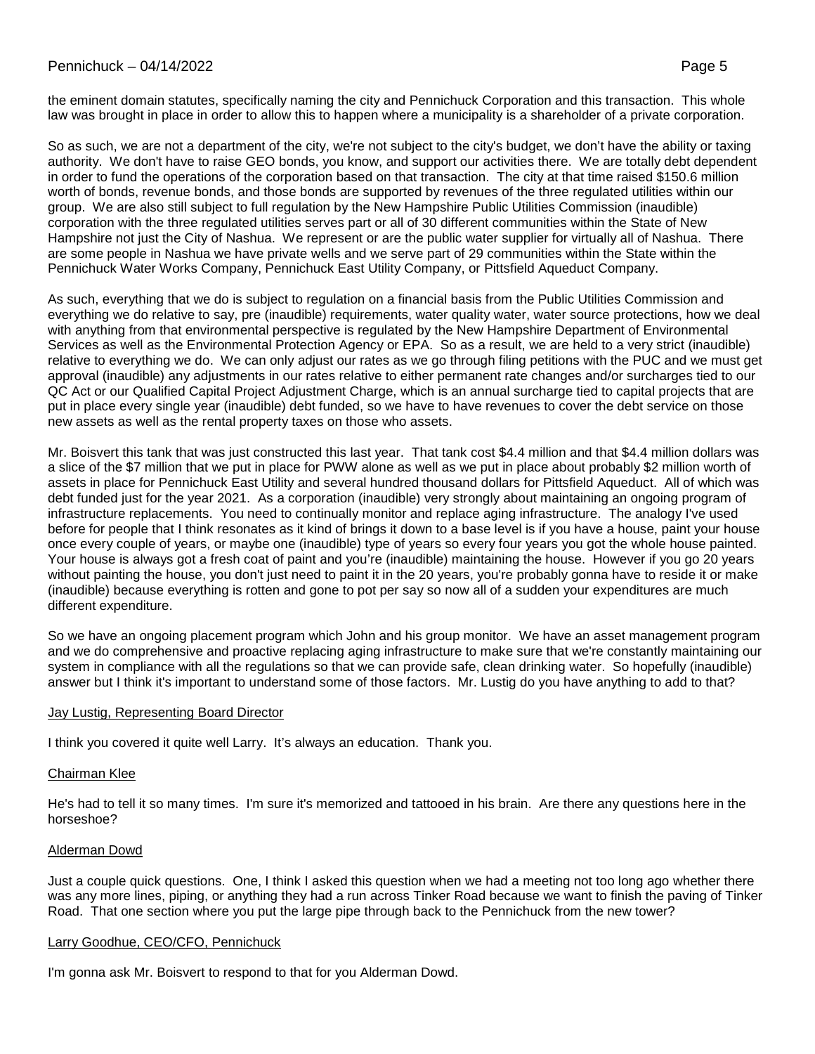the eminent domain statutes, specifically naming the city and Pennichuck Corporation and this transaction. This whole law was brought in place in order to allow this to happen where a municipality is a shareholder of a private corporation.

So as such, we are not a department of the city, we're not subject to the city's budget, we don't have the ability or taxing authority. We don't have to raise GEO bonds, you know, and support our activities there. We are totally debt dependent in order to fund the operations of the corporation based on that transaction. The city at that time raised $150.6 million worth of bonds, revenue bonds, and those bonds are supported by revenues of the three regulated utilities within our group. We are also still subject to full regulation by the New Hampshire Public Utilities Commission (inaudible) corporation with the three regulated utilities serves part or all of 30 different communities within the State of New Hampshire not just the City of Nashua. We represent or are the public water supplier for virtually all of Nashua. There are some people in Nashua we have private wells and we serve part of 29 communities within the State within the Pennichuck Water Works Company, Pennichuck East Utility Company, or Pittsfield Aqueduct Company.

As such, everything that we do is subject to regulation on a financial basis from the Public Utilities Commission and everything we do relative to say, pre (inaudible) requirements, water quality water, water source protections, how we deal with anything from that environmental perspective is regulated by the New Hampshire Department of Environmental Services as well as the Environmental Protection Agency or EPA. So as a result, we are held to a very strict (inaudible) relative to everything we do. We can only adjust our rates as we go through filing petitions with the PUC and we must get approval (inaudible) any adjustments in our rates relative to either permanent rate changes and/or surcharges tied to our QC Act or our Qualified Capital Project Adjustment Charge, which is an annual surcharge tied to capital projects that are put in place every single year (inaudible) debt funded, so we have to have revenues to cover the debt service on those new assets as well as the rental property taxes on those who assets.

Mr. Boisvert this tank that was just constructed this last year. That tank cost $4.4 million and that $4.4 million dollars was a slice of the $7 million that we put in place for PWW alone as well as we put in place about probably $2 million worth of assets in place for Pennichuck East Utility and several hundred thousand dollars for Pittsfield Aqueduct. All of which was debt funded just for the year 2021. As a corporation (inaudible) very strongly about maintaining an ongoing program of infrastructure replacements. You need to continually monitor and replace aging infrastructure. The analogy I've used before for people that I think resonates as it kind of brings it down to a base level is if you have a house, paint your house once every couple of years, or maybe one (inaudible) type of years so every four years you got the whole house painted. Your house is always got a fresh coat of paint and you're (inaudible) maintaining the house. However if you go 20 years without painting the house, you don't just need to paint it in the 20 years, you're probably gonna have to reside it or make (inaudible) because everything is rotten and gone to pot per say so now all of a sudden your expenditures are much different expenditure.

So we have an ongoing placement program which John and his group monitor. We have an asset management program and we do comprehensive and proactive replacing aging infrastructure to make sure that we're constantly maintaining our system in compliance with all the regulations so that we can provide safe, clean drinking water. So hopefully (inaudible) answer but I think it's important to understand some of those factors. Mr. Lustig do you have anything to add to that?

Jay Lustig, Representing Board Director

I think you covered it quite well Larry. It's always an education. Thank you.

Chairman Klee

He's had to tell it so many times. I'm sure it's memorized and tattooed in his brain. Are there any questions here in the horseshoe?

Alderman Dowd

Just a couple quick questions. One, I think I asked this question when we had a meeting not too long ago whether there was any more lines, piping, or anything they had a run across Tinker Road because we want to finish the paving of Tinker Road. That one section where you put the large pipe through back to the Pennichuck from the new tower?

Larry Goodhue, CEO/CFO, Pennichuck

I'm gonna ask Mr. Boisvert to respond to that for you Alderman Dowd.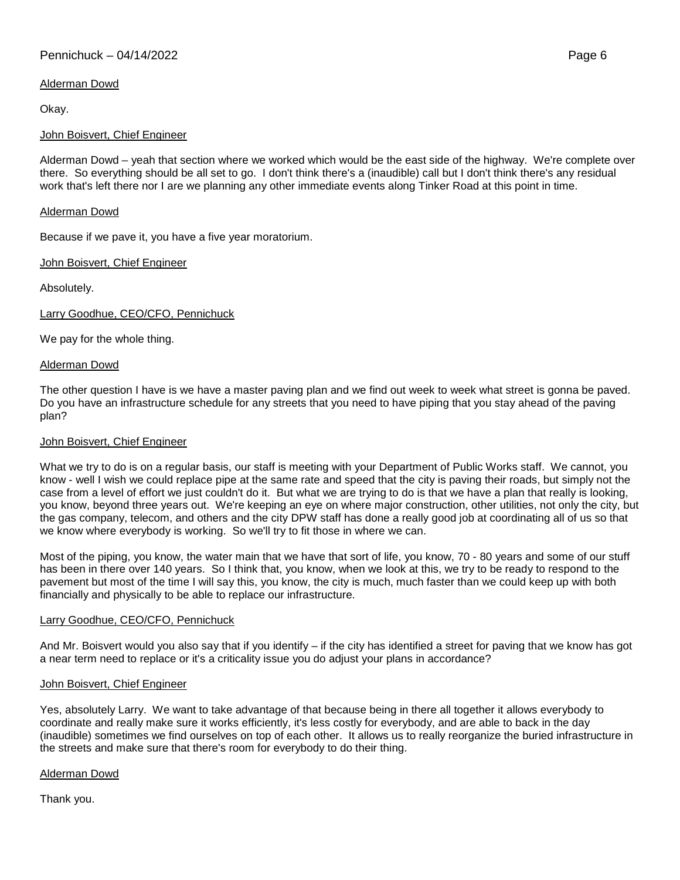Alderman Dowd

Okay.

John Boisvert, Chief Engineer

Alderman Dowd – yeah that section where we worked which would be the east side of the highway. We're complete over there. So everything should be all set to go. I don't think there's a (inaudible) call but I don't think there's any residual work that's left there nor I are we planning any other immediate events along Tinker Road at this point in time.

Alderman Dowd

Because if we pave it, you have a five year moratorium.

John Boisvert, Chief Engineer

Absolutely.

Larry Goodhue, CEO/CFO, Pennichuck

We pay for the whole thing.

Alderman Dowd

The other question I have is we have a master paving plan and we find out week to week what street is gonna be paved. Do you have an infrastructure schedule for any streets that you need to have piping that you stay ahead of the paving plan?

John Boisvert, Chief Engineer

What we try to do is on a regular basis, our staff is meeting with your Department of Public Works staff. We cannot, you know - well I wish we could replace pipe at the same rate and speed that the city is paving their roads, but simply not the case from a level of effort we just couldn't do it. But what we are trying to do is that we have a plan that really is looking, you know, beyond three years out. We're keeping an eye on where major construction, other utilities, not only the city, but the gas company, telecom, and others and the city DPW staff has done a really good job at coordinating all of us so that we know where everybody is working. So we'll try to fit those in where we can.

Most of the piping, you know, the water main that we have that sort of life, you know, 70 - 80 years and some of our stuff has been in there over 140 years. So I think that, you know, when we look at this, we try to be ready to respond to the pavement but most of the time I will say this, you know, the city is much, much faster than we could keep up with both financially and physically to be able to replace our infrastructure.

Larry Goodhue, CEO/CFO, Pennichuck

And Mr. Boisvert would you also say that if you identify – if the city has identified a street for paving that we know has got a near term need to replace or it's a criticality issue you do adjust your plans in accordance?

John Boisvert, Chief Engineer

Yes, absolutely Larry. We want to take advantage of that because being in there all together it allows everybody to coordinate and really make sure it works efficiently, it's less costly for everybody, and are able to back in the day (inaudible) sometimes we find ourselves on top of each other. It allows us to really reorganize the buried infrastructure in the streets and make sure that there's room for everybody to do their thing.

Alderman Dowd

Thank you.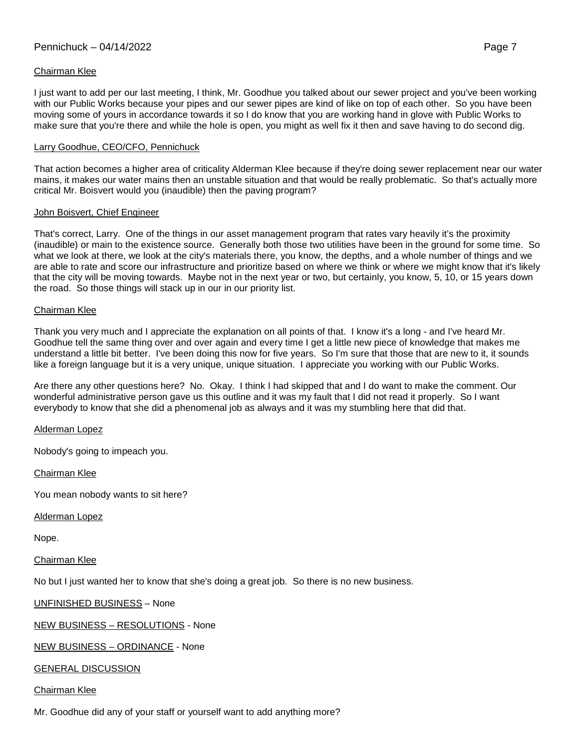Chairman Klee

I just want to add per our last meeting, I think, Mr. Goodhue you talked about our sewer project and you've been working with our Public Works because your pipes and our sewer pipes are kind of like on top of each other. So you have been moving some of yours in accordance towards it so I do know that you are working hand in glove with Public Works to make sure that you're there and while the hole is open, you might as well fix it then and save having to do second dig.

Larry Goodhue, CEO/CFO, Pennichuck

That action becomes a higher area of criticality Alderman Klee because if they're doing sewer replacement near our water mains, it makes our water mains then an unstable situation and that would be really problematic. So that's actually more critical Mr. Boisvert would you (inaudible) then the paving program?

John Boisvert, Chief Engineer

That's correct, Larry. One of the things in our asset management program that rates vary heavily it's the proximity (inaudible) or main to the existence source. Generally both those two utilities have been in the ground for some time. So what we look at there, we look at the city's materials there, you know, the depths, and a whole number of things and we are able to rate and score our infrastructure and prioritize based on where we think or where we might know that it's likely that the city will be moving towards. Maybe not in the next year or two, but certainly, you know, 5, 10, or 15 years down the road. So those things will stack up in our in our priority list.

Chairman Klee

Thank you very much and I appreciate the explanation on all points of that. I know it's a long - and I've heard Mr. Goodhue tell the same thing over and over again and every time I get a little new piece of knowledge that makes me understand a little bit better. I've been doing this now for five years. So I'm sure that those that are new to it, it sounds like a foreign language but it is a very unique, unique situation. I appreciate you working with our Public Works.

Are there any other questions here? No. Okay. I think I had skipped that and I do want to make the comment. Our wonderful administrative person gave us this outline and it was my fault that I did not read it properly. So I want everybody to know that she did a phenomenal job as always and it was my stumbling here that did that.

Alderman Lopez

Nobody's going to impeach you.

Chairman Klee

You mean nobody wants to sit here?

Alderman Lopez

Nope.

Chairman Klee

No but I just wanted her to know that she's doing a great job. So there is no new business.

UNFINISHED BUSINESS – None

NEW BUSINESS – RESOLUTIONS - None

NEW BUSINESS – ORDINANCE - None

GENERAL DISCUSSION

Chairman Klee

Mr. Goodhue did any of your staff or yourself want to add anything more?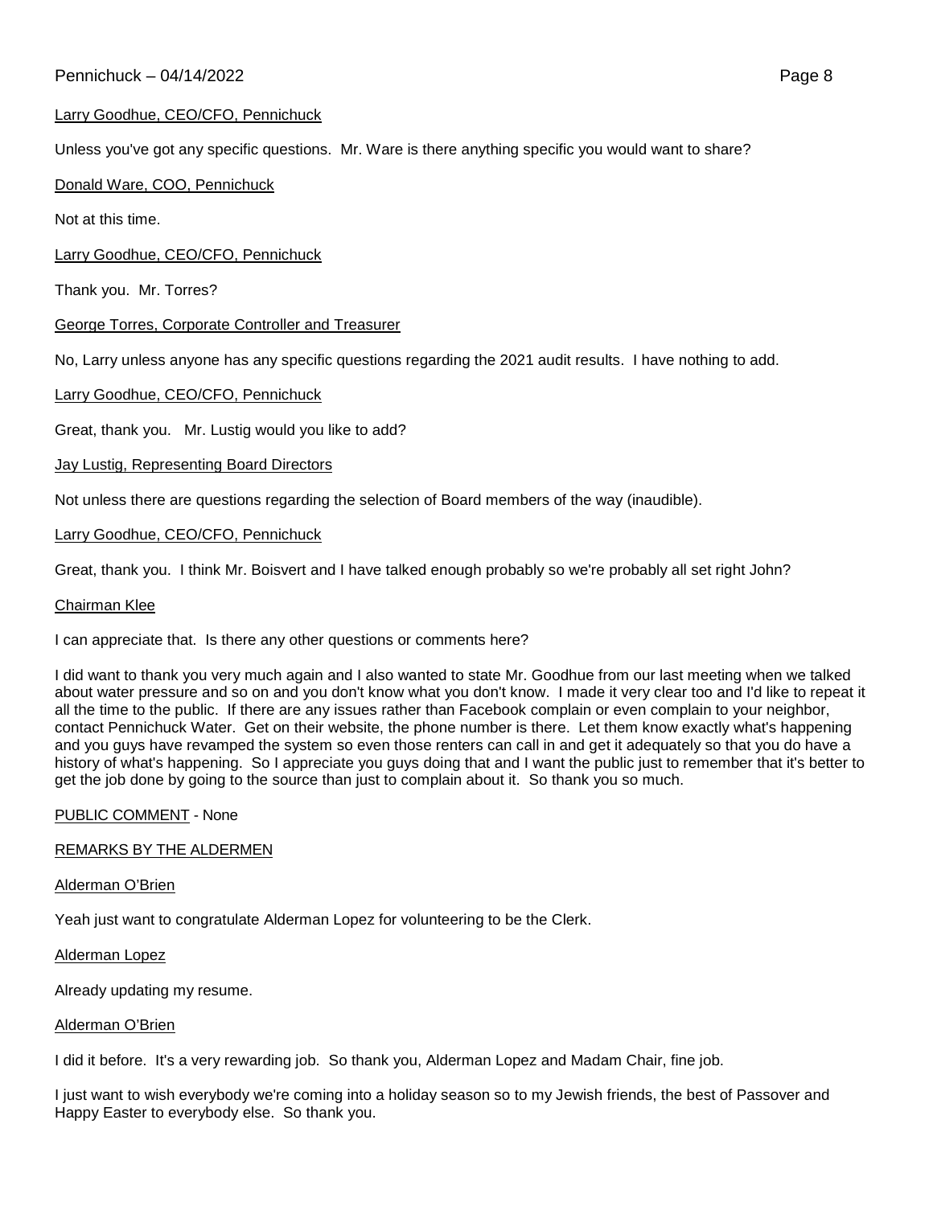Larry Goodhue, CEO/CFO, Pennichuck

Unless you've got any specific questions. Mr. Ware is there anything specific you would want to share?

Donald Ware, COO, Pennichuck

Not at this time.

Larry Goodhue, CEO/CFO, Pennichuck

Thank you. Mr. Torres?

George Torres, Corporate Controller and Treasurer

No, Larry unless anyone has any specific questions regarding the 2021 audit results. I have nothing to add.

Larry Goodhue, CEO/CFO, Pennichuck

Great, thank you. Mr. Lustig would you like to add?

Jay Lustig, Representing Board Directors

Not unless there are questions regarding the selection of Board members of the way (inaudible).

Larry Goodhue, CEO/CFO, Pennichuck

Great, thank you. I think Mr. Boisvert and I have talked enough probably so we're probably all set right John?

Chairman Klee

I can appreciate that. Is there any other questions or comments here?

I did want to thank you very much again and I also wanted to state Mr. Goodhue from our last meeting when we talked about water pressure and so on and you don't know what you don't know. I made it very clear too and I'd like to repeat it all the time to the public. If there are any issues rather than Facebook complain or even complain to your neighbor, contact Pennichuck Water. Get on their website, the phone number is there. Let them know exactly what's happening and you guys have revamped the system so even those renters can call in and get it adequately so that you do have a history of what's happening. So I appreciate you guys doing that and I want the public just to remember that it's better to get the job done by going to the source than just to complain about it. So thank you so much.

PUBLIC COMMENT - None

REMARKS BY THE ALDERMEN

Alderman O'Brien

Yeah just want to congratulate Alderman Lopez for volunteering to be the Clerk.

Alderman Lopez

Already updating my resume.

Alderman O'Brien

I did it before. It's a very rewarding job. So thank you, Alderman Lopez and Madam Chair, fine job.

I just want to wish everybody we're coming into a holiday season so to my Jewish friends, the best of Passover and Happy Easter to everybody else. So thank you.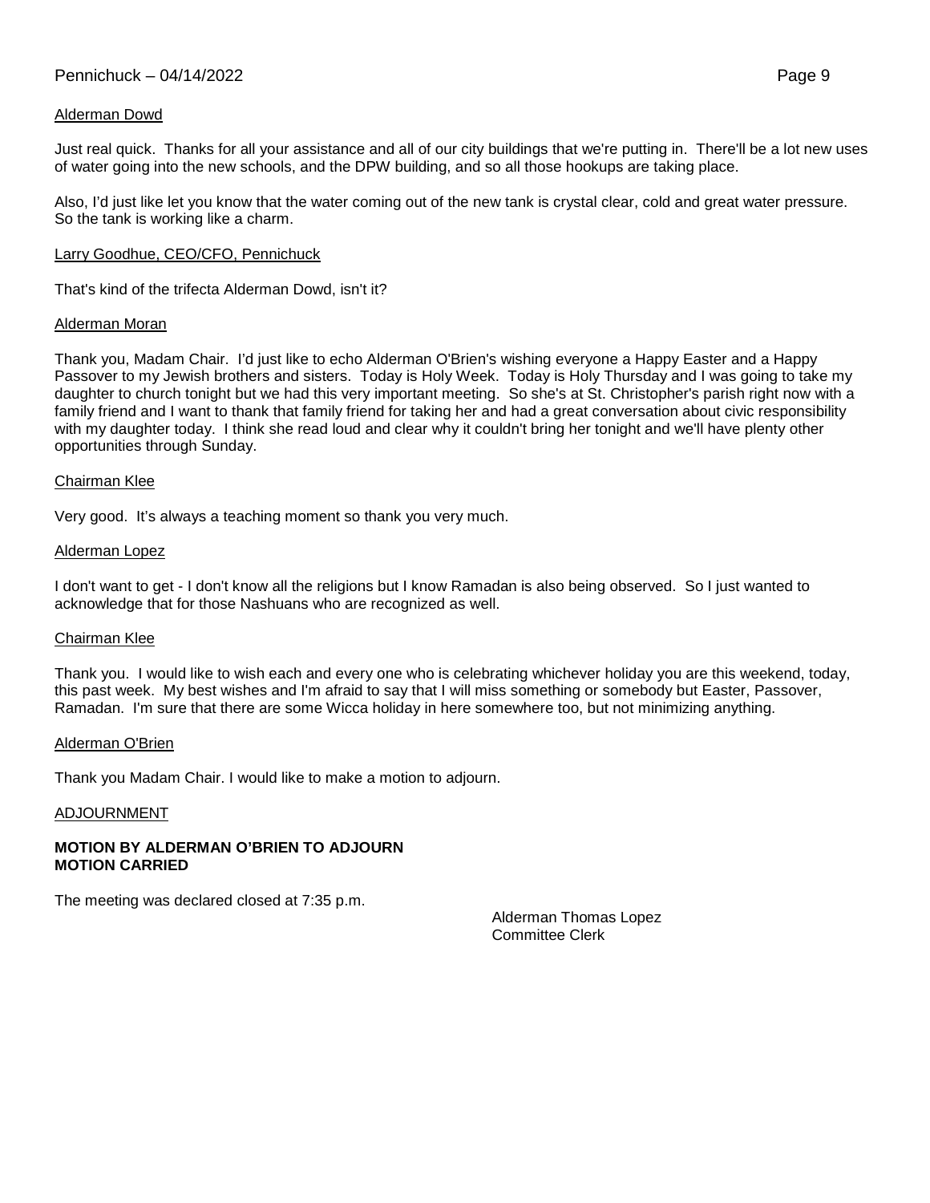Alderman Dowd

Just real quick. Thanks for all your assistance and all of our city buildings that we're putting in. There'll be a lot new uses of water going into the new schools, and the DPW building, and so all those hookups are taking place.

Also, I'd just like let you know that the water coming out of the new tank is crystal clear, cold and great water pressure. So the tank is working like a charm.

Larry Goodhue, CEO/CFO, Pennichuck

That's kind of the trifecta Alderman Dowd, isn't it?

Alderman Moran

Thank you, Madam Chair. I'd just like to echo Alderman O'Brien's wishing everyone a Happy Easter and a Happy Passover to my Jewish brothers and sisters. Today is Holy Week. Today is Holy Thursday and I was going to take my daughter to church tonight but we had this very important meeting. So she's at St. Christopher's parish right now with a family friend and I want to thank that family friend for taking her and had a great conversation about civic responsibility with my daughter today. I think she read loud and clear why it couldn't bring her tonight and we'll have plenty other opportunities through Sunday.

Chairman Klee

Very good. It's always a teaching moment so thank you very much.

Alderman Lopez

I don't want to get - I don't know all the religions but I know Ramadan is also being observed. So I just wanted to acknowledge that for those Nashuans who are recognized as well.

Chairman Klee

Thank you. I would like to wish each and every one who is celebrating whichever holiday you are this weekend, today, this past week. My best wishes and I'm afraid to say that I will miss something or somebody but Easter, Passover, Ramadan. I'm sure that there are some Wicca holiday in here somewhere too, but not minimizing anything.

Alderman O'Brien

Thank you Madam Chair. I would like to make a motion to adjourn.

ADJOURNMENT

**MOTION BY ALDERMAN O'BRIEN TO ADJOURN**
**MOTION CARRIED**

The meeting was declared closed at 7:35 p.m.

Alderman Thomas Lopez
Committee Clerk